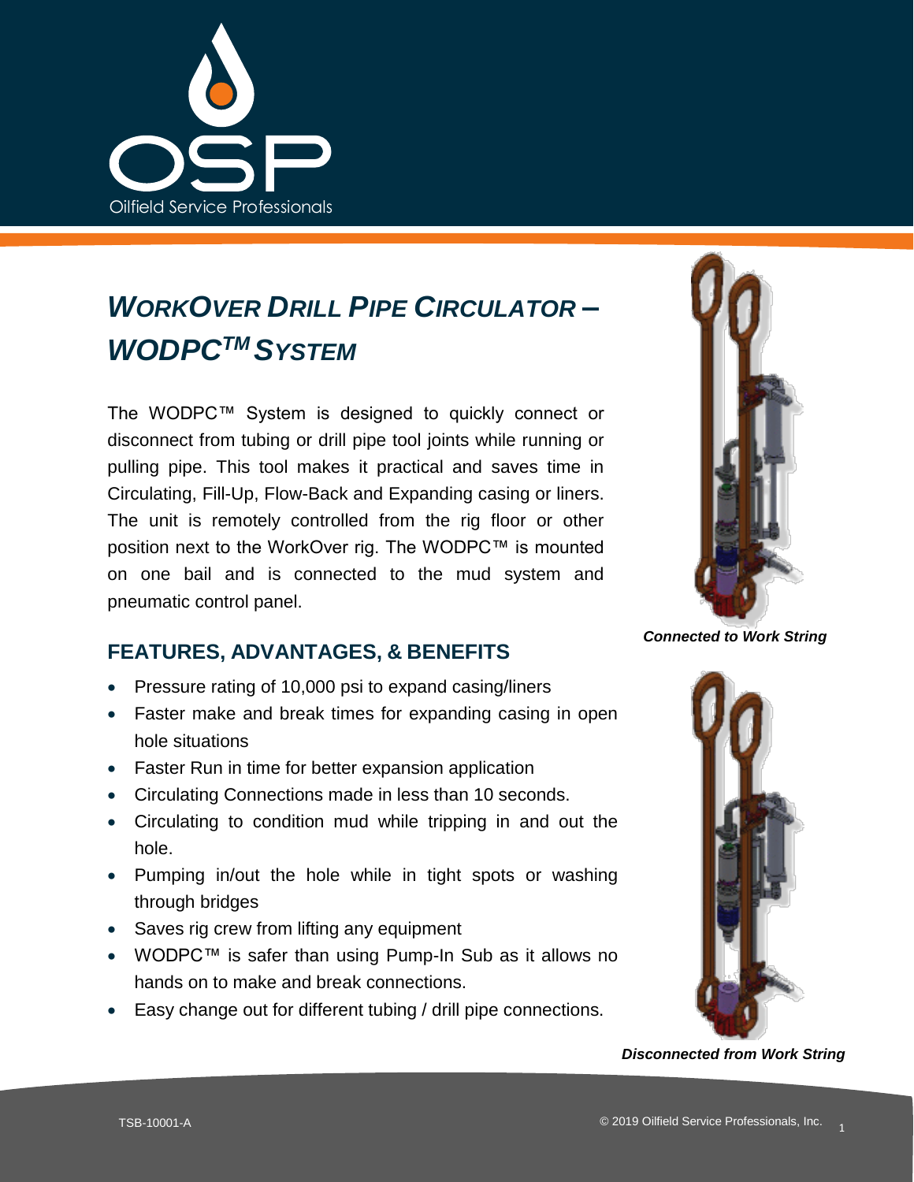# *WORKOVER DRILL PIPE CIRCULATOR – WODPC™ SYSTEM*

The WODPC™ System is designed to quickly connect or disconnect from tubing or drill pipe tool joints while running or pulling pipe. This tool makes it practical and saves time in Circulating, Fill-Up, Flow-Back and Expanding casing or liners. The unit is remotely controlled from the rig floor or other position next to the WorkOver rig. The WODPC™ is mounted on one bail and is connected to the mud system and pneumatic control panel.

***Connected to Work String***

## FEATURES, ADVANTAGES, & BENEFITS

- Pressure rating of 10,000 psi to expand casing/liners
- Faster make and break times for expanding casing in open hole situations
- Faster Run in time for better expansion application
- Circulating Connections made in less than 10 seconds.
- Circulating to condition mud while tripping in and out the hole.
- Pumping in/out the hole while in tight spots or washing through bridges
- Saves rig crew from lifting any equipment
- WODPC™ is safer than using Pump-In Sub as it allows no hands on to make and break connections.
- Easy change out for different tubing / drill pipe connections.

***Disconnected from Work String***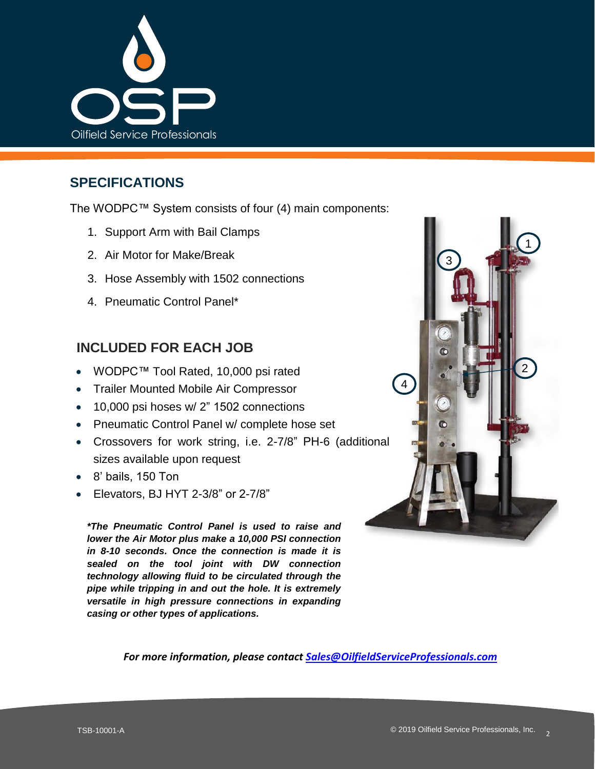Oilfield Service Professionals

## SPECIFICATIONS

The WODPC™ System consists of four (4) main components:

1. Support Arm with Bail Clamps
2. Air Motor for Make/Break
3. Hose Assembly with 1502 connections
4. Pneumatic Control Panel*

## INCLUDED FOR EACH JOB

- WODPC™ Tool Rated, 10,000 psi rated
- Trailer Mounted Mobile Air Compressor
- 10,000 psi hoses w/ 2" 1502 connections
- Pneumatic Control Panel w/ complete hose set
- Crossovers for work string, i.e. 2-7/8" PH-6 (additional sizes available upon request
- 8' bails, 150 Ton
- Elevators, BJ HYT 2-3/8" or 2-7/8"

***The Pneumatic Control Panel is used to raise and lower the Air Motor plus make a 10,000 PSI connection in 8-10 seconds. Once the connection is made it is sealed on the tool joint with DW connection technology allowing fluid to be circulated through the pipe while tripping in and out the hole. It is extremely versatile in high pressure connections in expanding casing or other types of applications.***

1
3
2
4

***For more information, please contact Sales@OilfieldServiceProfessionals.com***

TSB-10001-A

© 2019 Oilfield Service Professionals, Inc.